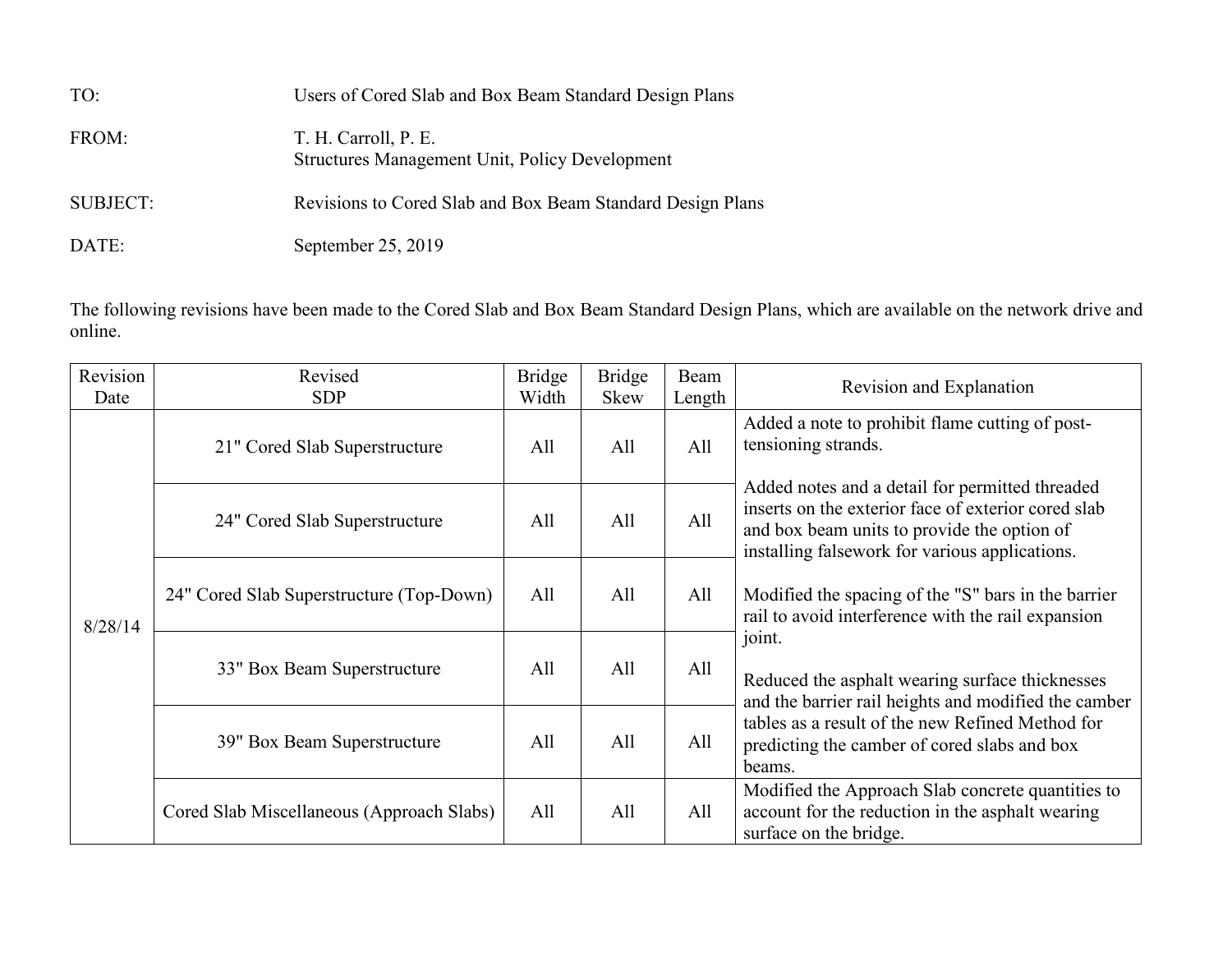TO: Users of Cored Slab and Box Beam Standard Design Plans

FROM: T. H. Carroll, P. E.
Structures Management Unit, Policy Development

SUBJECT: Revisions to Cored Slab and Box Beam Standard Design Plans

DATE: September 25, 2019

The following revisions have been made to the Cored Slab and Box Beam Standard Design Plans, which are available on the network drive and online.

| Revision Date | Revised SDP | Bridge Width | Bridge Skew | Beam Length | Revision and Explanation |
|---|---|---|---|---|---|
| 8/28/14 | 21" Cored Slab Superstructure | All | All | All | Added a note to prohibit flame cutting of post-tensioning strands.<br><br>Added notes and a detail for permitted threaded inserts on the exterior face of exterior cored slab and box beam units to provide the option of installing falsework for various applications.<br><br>Modified the spacing of the "S" bars in the barrier rail to avoid interference with the rail expansion joint.<br><br>Reduced the asphalt wearing surface thicknesses and the barrier rail heights and modified the camber tables as a result of the new Refined Method for predicting the camber of cored slabs and box beams. |
| | 24" Cored Slab Superstructure | All | All | All | |
| | 24" Cored Slab Superstructure (Top-Down) | All | All | All | |
| | 33" Box Beam Superstructure | All | All | All | |
| | 39" Box Beam Superstructure | All | All | All | |
| | Cored Slab Miscellaneous (Approach Slabs) | All | All | All | Modified the Approach Slab concrete quantities to account for the reduction in the asphalt wearing surface on the bridge. |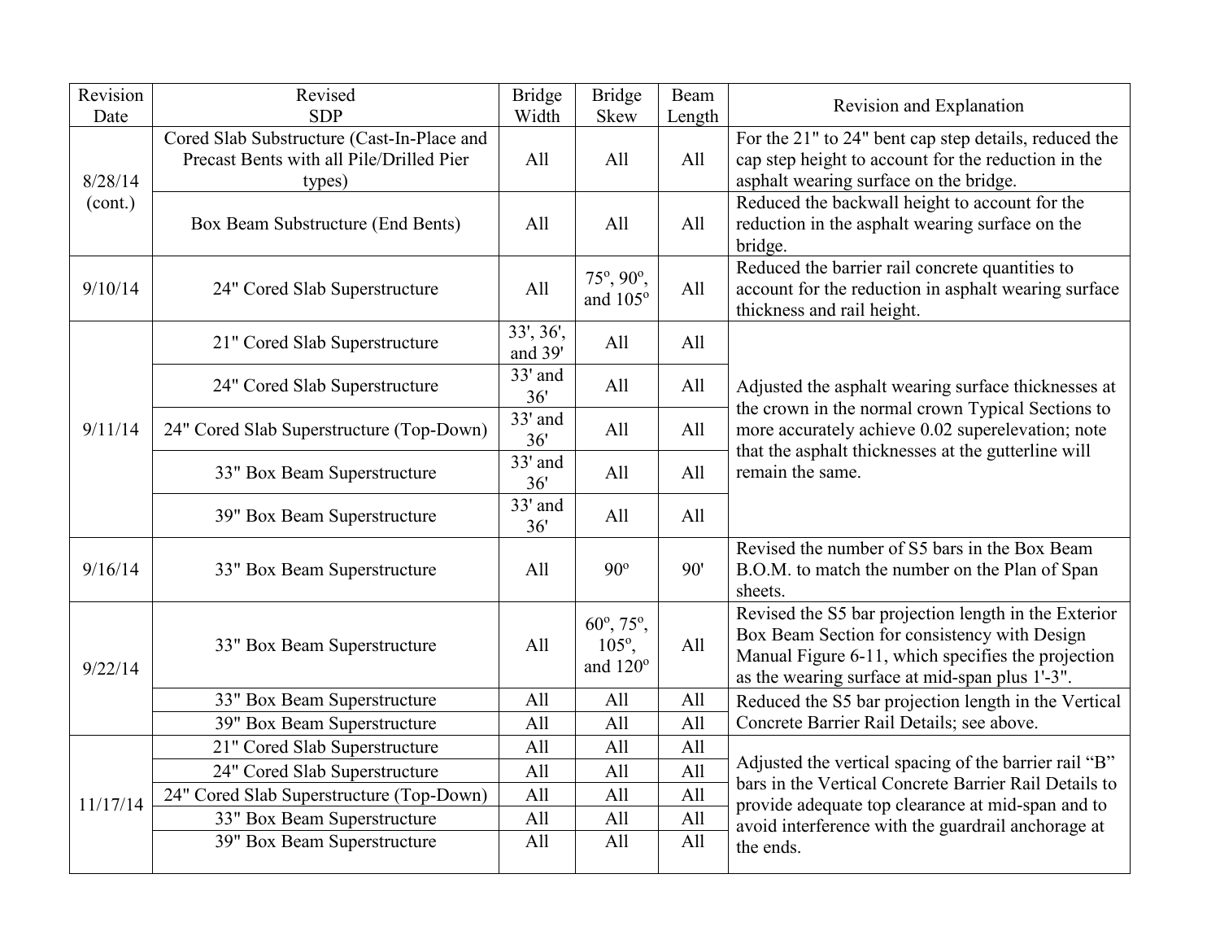| Revision Date | Revised SDP | Bridge Width | Bridge Skew | Beam Length | Revision and Explanation |
|---|---|---|---|---|---|
| 8/28/14 (cont.) | Cored Slab Substructure (Cast-In-Place and Precast Bents with all Pile/Drilled Pier types) | All | All | All | For the 21" to 24" bent cap step details, reduced the cap step height to account for the reduction in the asphalt wearing surface on the bridge. |
| | Box Beam Substructure (End Bents) | All | All | All | Reduced the backwall height to account for the reduction in the asphalt wearing surface on the bridge. |
| 9/10/14 | 24" Cored Slab Superstructure | All | 75º, 90º, and 105º | All | Reduced the barrier rail concrete quantities to account for the reduction in asphalt wearing surface thickness and rail height. |
| 9/11/14 | 21" Cored Slab Superstructure | 33', 36', and 39' | All | All | Adjusted the asphalt wearing surface thicknesses at the crown in the normal crown Typical Sections to more accurately achieve 0.02 superelevation; note that the asphalt thicknesses at the gutterline will remain the same. |
| | 24" Cored Slab Superstructure | 33' and 36' | All | All | |
| | 24" Cored Slab Superstructure (Top-Down) | 33' and 36' | All | All | |
| | 33" Box Beam Superstructure | 33' and 36' | All | All | |
| | 39" Box Beam Superstructure | 33' and 36' | All | All | |
| 9/16/14 | 33" Box Beam Superstructure | All | 90º | 90' | Revised the number of S5 bars in the Box Beam B.O.M. to match the number on the Plan of Span sheets. |
| 9/22/14 | 33" Box Beam Superstructure | All | 60º, 75º, 105º, and 120º | All | Revised the S5 bar projection length in the Exterior Box Beam Section for consistency with Design Manual Figure 6-11, which specifies the projection as the wearing surface at mid-span plus 1'-3". |
| | 33" Box Beam Superstructure | All | All | All | Reduced the S5 bar projection length in the Vertical Concrete Barrier Rail Details; see above. |
| | 39" Box Beam Superstructure | All | All | All | |
| 11/17/14 | 21" Cored Slab Superstructure | All | All | All | Adjusted the vertical spacing of the barrier rail "B" bars in the Vertical Concrete Barrier Rail Details to provide adequate top clearance at mid-span and to avoid interference with the guardrail anchorage at the ends. |
| | 24" Cored Slab Superstructure | All | All | All | |
| | 24" Cored Slab Superstructure (Top-Down) | All | All | All | |
| | 33" Box Beam Superstructure | All | All | All | |
| | 39" Box Beam Superstructure | All | All | All | |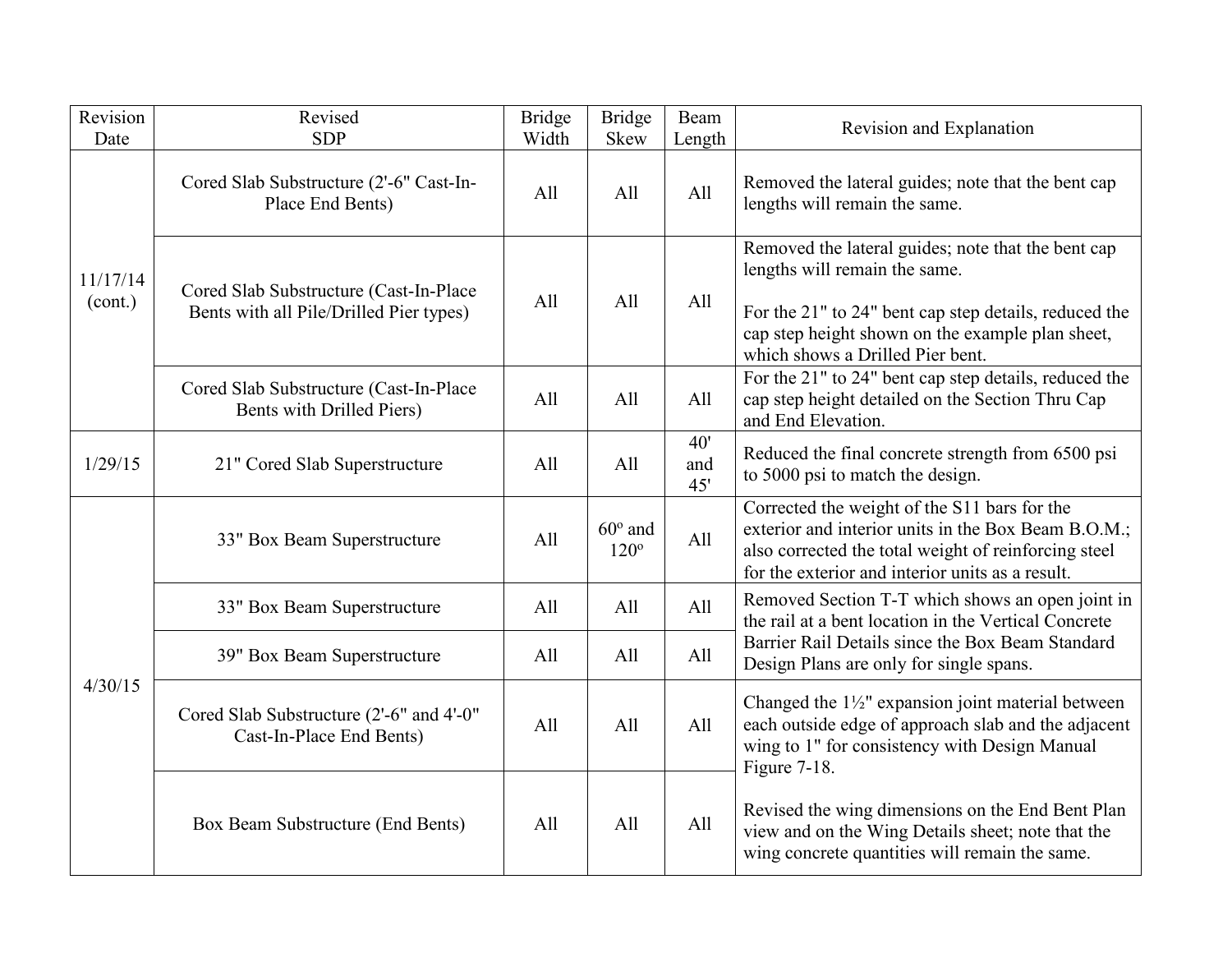| Revision Date | Revised SDP | Bridge Width | Bridge Skew | Beam Length | Revision and Explanation |
|---|---|---|---|---|---|
| 11/17/14 (cont.) | Cored Slab Substructure (2'-6" Cast-In-Place End Bents) | All | All | All | Removed the lateral guides; note that the bent cap lengths will remain the same. |
| | Cored Slab Substructure (Cast-In-Place Bents with all Pile/Drilled Pier types) | All | All | All | Removed the lateral guides; note that the bent cap lengths will remain the same.<br><br>For the 21" to 24" bent cap step details, reduced the cap step height shown on the example plan sheet, which shows a Drilled Pier bent. |
| | Cored Slab Substructure (Cast-In-Place Bents with Drilled Piers) | All | All | All | For the 21" to 24" bent cap step details, reduced the cap step height detailed on the Section Thru Cap and End Elevation. |
| 1/29/15 | 21" Cored Slab Superstructure | All | All | 40' and 45' | Reduced the final concrete strength from 6500 psi to 5000 psi to match the design. |
| 4/30/15 | 33" Box Beam Superstructure | All | 60° and 120° | All | Corrected the weight of the S11 bars for the exterior and interior units in the Box Beam B.O.M.; also corrected the total weight of reinforcing steel for the exterior and interior units as a result. |
| | 33" Box Beam Superstructure | All | All | All | Removed Section T-T which shows an open joint in the rail at a bent location in the Vertical Concrete Barrier Rail Details since the Box Beam Standard Design Plans are only for single spans. |
| | 39" Box Beam Superstructure | All | All | All | |
| | Cored Slab Substructure (2'-6" and 4'-0" Cast-In-Place End Bents) | All | All | All | Changed the 1½" expansion joint material between each outside edge of approach slab and the adjacent wing to 1" for consistency with Design Manual Figure 7-18.<br><br>Revised the wing dimensions on the End Bent Plan view and on the Wing Details sheet; note that the wing concrete quantities will remain the same. |
| | Box Beam Substructure (End Bents) | All | All | All | |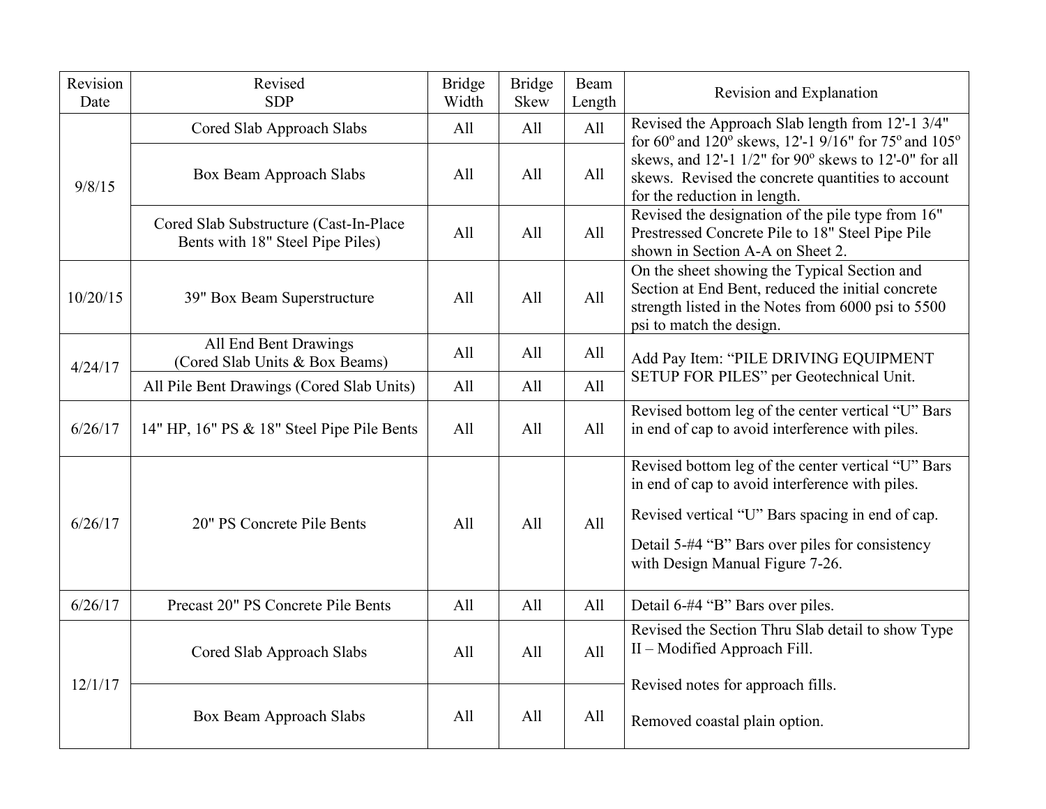| Revision Date | Revised SDP | Bridge Width | Bridge Skew | Beam Length | Revision and Explanation |
|---|---|---|---|---|---|
| 9/8/15 | Cored Slab Approach Slabs | All | All | All | Revised the Approach Slab length from 12'-1 3/4" for 60$^o$ and 120$^o$ skews, 12'-1 9/16" for 75$^o$ and 105$^o$ skews, and 12'-1 1/2" for 90$^o$ skews to 12'-0" for all skews. Revised the concrete quantities to account for the reduction in length. |
| | Box Beam Approach Slabs | All | All | All | |
| | Cored Slab Substructure (Cast-In-Place Bents with 18" Steel Pipe Piles) | All | All | All | Revised the designation of the pile type from 16" Prestressed Concrete Pile to 18" Steel Pipe Pile shown in Section A-A on Sheet 2. |
| 10/20/15 | 39" Box Beam Superstructure | All | All | All | On the sheet showing the Typical Section and Section at End Bent, reduced the initial concrete strength listed in the Notes from 6000 psi to 5500 psi to match the design. |
| 4/24/17 | All End Bent Drawings (Cored Slab Units & Box Beams) | All | All | All | Add Pay Item: "PILE DRIVING EQUIPMENT SETUP FOR PILES" per Geotechnical Unit. |
| | All Pile Bent Drawings (Cored Slab Units) | All | All | All | |
| 6/26/17 | 14" HP, 16" PS & 18" Steel Pipe Pile Bents | All | All | All | Revised bottom leg of the center vertical "U" Bars in end of cap to avoid interference with piles. |
| 6/26/17 | 20" PS Concrete Pile Bents | All | All | All | Revised bottom leg of the center vertical "U" Bars in end of cap to avoid interference with piles. Revised vertical "U" Bars spacing in end of cap. Detail 5-#4 "B" Bars over piles for consistency with Design Manual Figure 7-26. |
| 6/26/17 | Precast 20" PS Concrete Pile Bents | All | All | All | Detail 6-#4 "B" Bars over piles. |
| 12/1/17 | Cored Slab Approach Slabs | All | All | All | Revised the Section Thru Slab detail to show Type II – Modified Approach Fill. Revised notes for approach fills. Removed coastal plain option. |
| | Box Beam Approach Slabs | All | All | All | |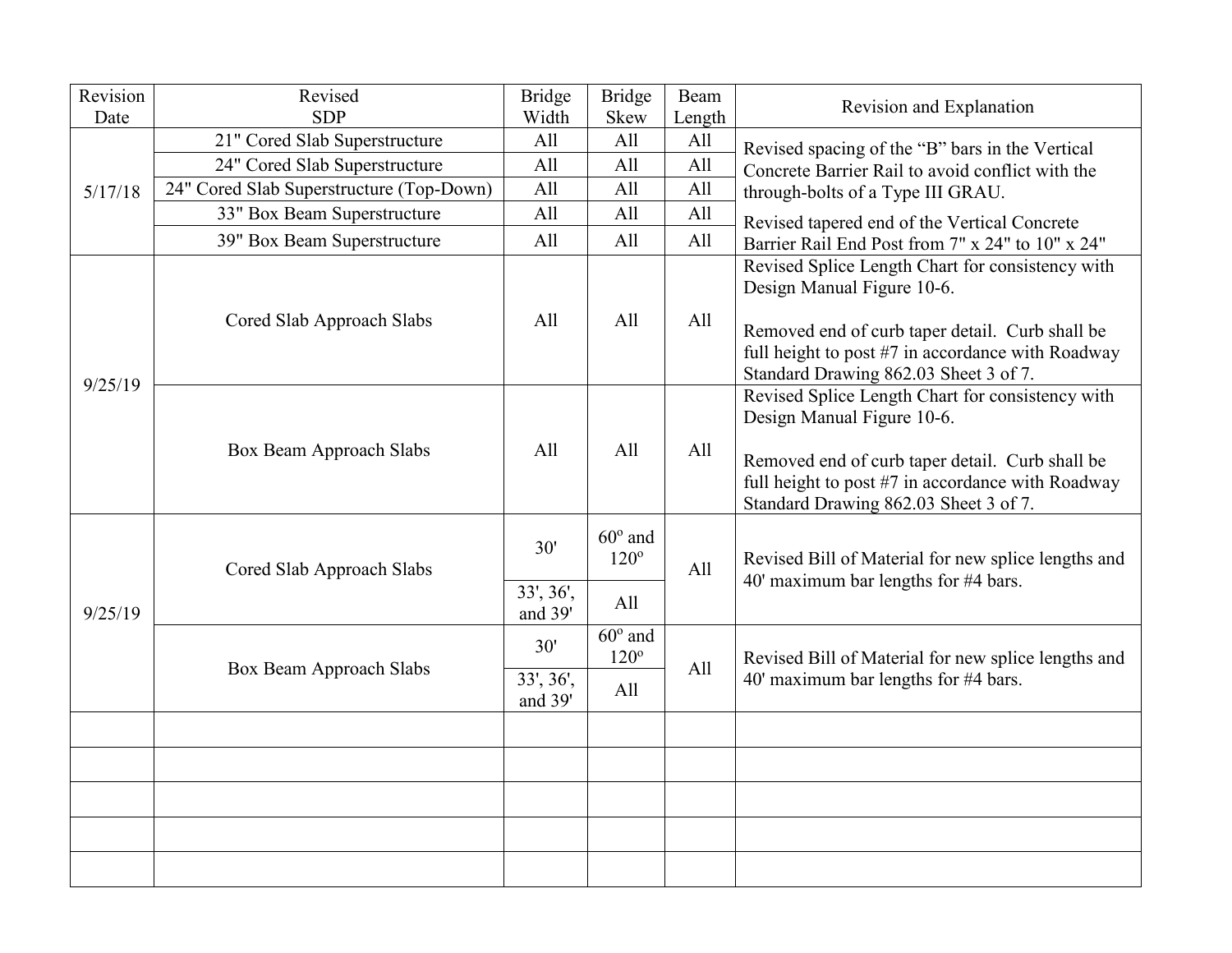| Revision Date | Revised SDP | Bridge Width | Bridge Skew | Beam Length | Revision and Explanation |
|---|---|---|---|---|---|
| 5/17/18 | 21" Cored Slab Superstructure | All | All | All | Revised spacing of the "B" bars in the Vertical Concrete Barrier Rail to avoid conflict with the through-bolts of a Type III GRAU. Revised tapered end of the Vertical Concrete Barrier Rail End Post from 7" x 24" to 10" x 24" |
| | 24" Cored Slab Superstructure | All | All | All | |
| | 24" Cored Slab Superstructure (Top-Down) | All | All | All | |
| | 33" Box Beam Superstructure | All | All | All | |
| | 39" Box Beam Superstructure | All | All | All | |
| 9/25/19 | Cored Slab Approach Slabs | All | All | All | Revised Splice Length Chart for consistency with Design Manual Figure 10-6. Removed end of curb taper detail. Curb shall be full height to post #7 in accordance with Roadway Standard Drawing 862.03 Sheet 3 of 7. |
| | Box Beam Approach Slabs | All | All | All | Revised Splice Length Chart for consistency with Design Manual Figure 10-6. Removed end of curb taper detail. Curb shall be full height to post #7 in accordance with Roadway Standard Drawing 862.03 Sheet 3 of 7. |
| 9/25/19 | Cored Slab Approach Slabs | 30' | $60^{o}$ and $120^{o}$ | All | Revised Bill of Material for new splice lengths and 40' maximum bar lengths for #4 bars. |
| | | 33', 36', and 39' | All | | |
| | Box Beam Approach Slabs | 30' | $60^{o}$ and $120^{o}$ | All | Revised Bill of Material for new splice lengths and 40' maximum bar lengths for #4 bars. |
| | | 33', 36', and 39' | All | | |
| | | | | | |
| | | | | | |
| | | | | | |
| | | | | | |
| | | | | | |